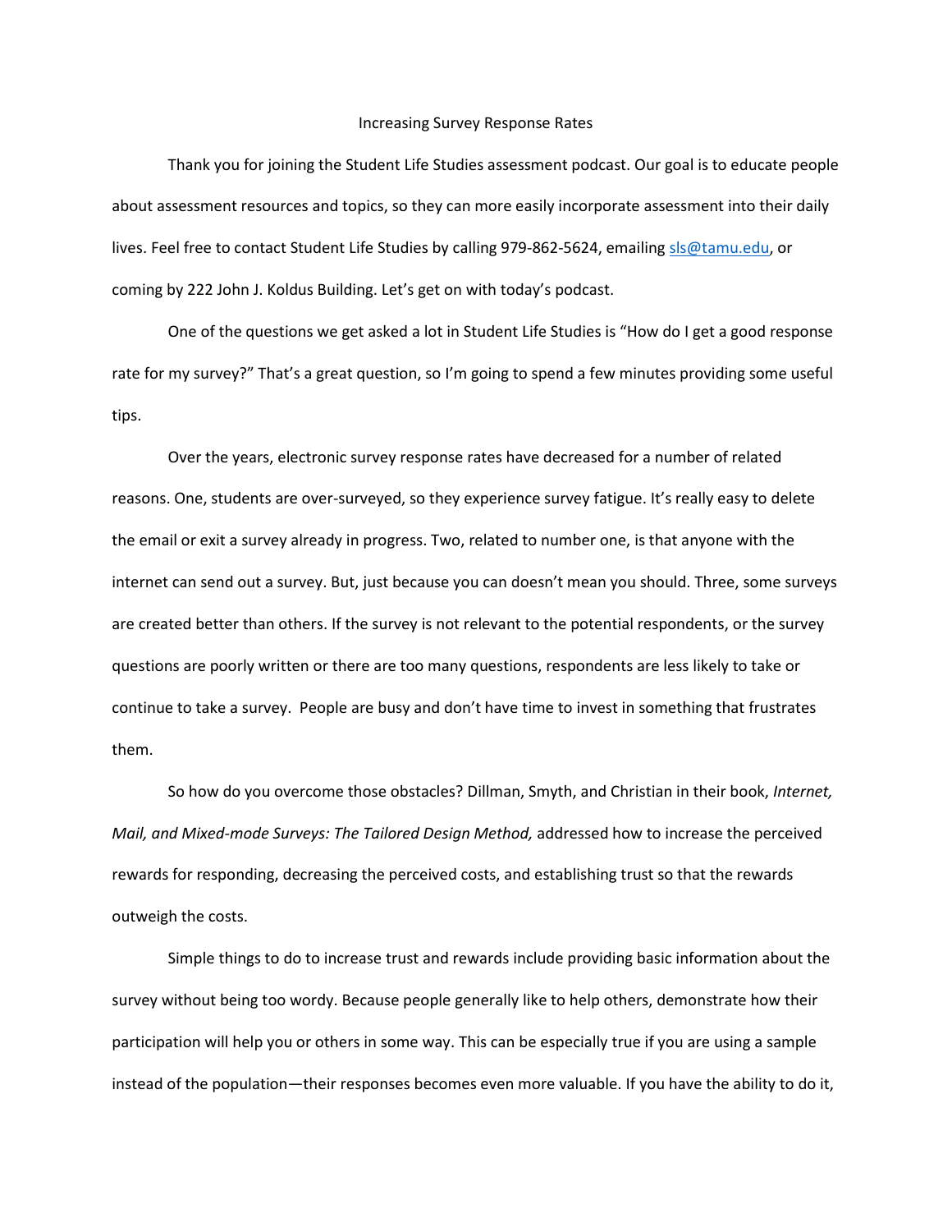# Increasing Survey Response Rates

Thank you for joining the Student Life Studies assessment podcast. Our goal is to educate people about assessment resources and topics, so they can more easily incorporate assessment into their daily lives. Feel free to contact Student Life Studies by calling 979-862-5624, emailing sls@tamu.edu, or coming by 222 John J. Koldus Building. Let's get on with today's podcast.

One of the questions we get asked a lot in Student Life Studies is "How do I get a good response rate for my survey?" That's a great question, so I'm going to spend a few minutes providing some useful tips.

Over the years, electronic survey response rates have decreased for a number of related reasons. One, students are over-surveyed, so they experience survey fatigue. It's really easy to delete the email or exit a survey already in progress. Two, related to number one, is that anyone with the internet can send out a survey. But, just because you can doesn't mean you should. Three, some surveys are created better than others. If the survey is not relevant to the potential respondents, or the survey questions are poorly written or there are too many questions, respondents are less likely to take or continue to take a survey. People are busy and don't have time to invest in something that frustrates them.

So how do you overcome those obstacles? Dillman, Smyth, and Christian in their book, *Internet, Mail, and Mixed-mode Surveys: The Tailored Design Method,* addressed how to increase the perceived rewards for responding, decreasing the perceived costs, and establishing trust so that the rewards outweigh the costs.

Simple things to do to increase trust and rewards include providing basic information about the survey without being too wordy. Because people generally like to help others, demonstrate how their participation will help you or others in some way. This can be especially true if you are using a sample instead of the population—their responses becomes even more valuable. If you have the ability to do it,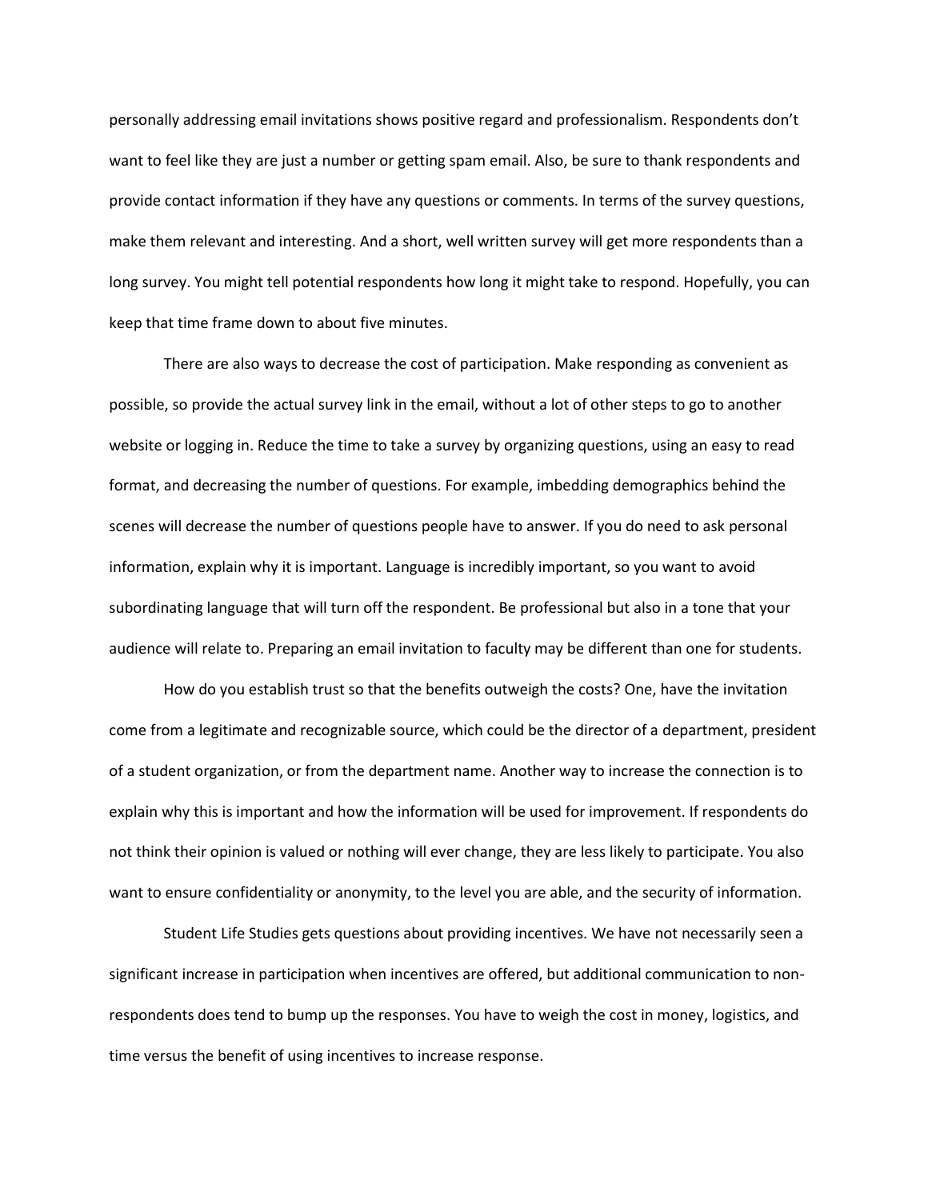personally addressing email invitations shows positive regard and professionalism. Respondents don't want to feel like they are just a number or getting spam email. Also, be sure to thank respondents and provide contact information if they have any questions or comments. In terms of the survey questions, make them relevant and interesting. And a short, well written survey will get more respondents than a long survey. You might tell potential respondents how long it might take to respond. Hopefully, you can keep that time frame down to about five minutes.

There are also ways to decrease the cost of participation. Make responding as convenient as possible, so provide the actual survey link in the email, without a lot of other steps to go to another website or logging in. Reduce the time to take a survey by organizing questions, using an easy to read format, and decreasing the number of questions. For example, imbedding demographics behind the scenes will decrease the number of questions people have to answer. If you do need to ask personal information, explain why it is important. Language is incredibly important, so you want to avoid subordinating language that will turn off the respondent. Be professional but also in a tone that your audience will relate to. Preparing an email invitation to faculty may be different than one for students.

How do you establish trust so that the benefits outweigh the costs? One, have the invitation come from a legitimate and recognizable source, which could be the director of a department, president of a student organization, or from the department name. Another way to increase the connection is to explain why this is important and how the information will be used for improvement. If respondents do not think their opinion is valued or nothing will ever change, they are less likely to participate. You also want to ensure confidentiality or anonymity, to the level you are able, and the security of information.

Student Life Studies gets questions about providing incentives. We have not necessarily seen a significant increase in participation when incentives are offered, but additional communication to non-respondents does tend to bump up the responses. You have to weigh the cost in money, logistics, and time versus the benefit of using incentives to increase response.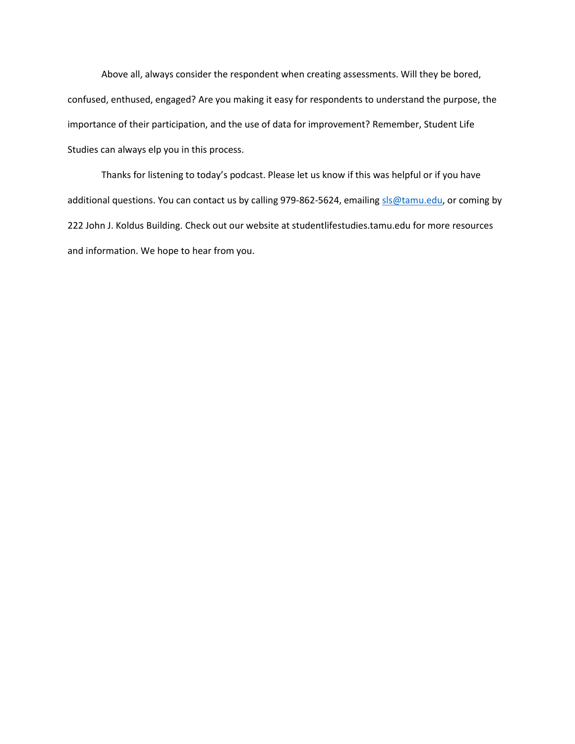Above all, always consider the respondent when creating assessments. Will they be bored, confused, enthused, engaged? Are you making it easy for respondents to understand the purpose, the importance of their participation, and the use of data for improvement? Remember, Student Life Studies can always elp you in this process.

Thanks for listening to today's podcast. Please let us know if this was helpful or if you have additional questions. You can contact us by calling 979-862-5624, emailing sls@tamu.edu, or coming by 222 John J. Koldus Building. Check out our website at studentlifestudies.tamu.edu for more resources and information. We hope to hear from you.